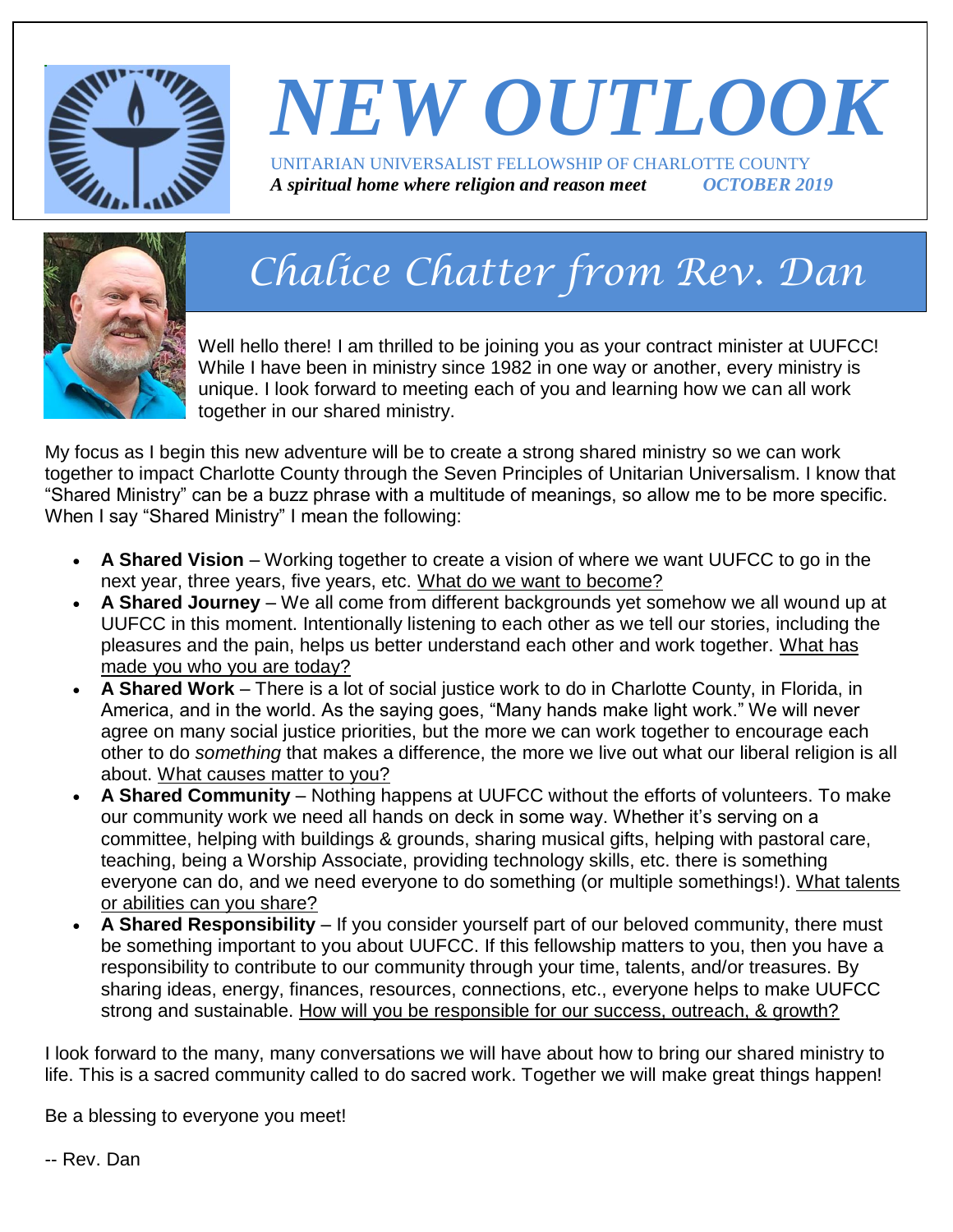# NEW OUTLOOK

UNITARIAN UNIVERSALIST FELLOWSHIP OF CHARLOTTE COUNTY

***A spiritual home where religion and reason meet*** ***OCTOBER 2019***

## Chalice Chatter from Rev. Dan

Well hello there! I am thrilled to be joining you as your contract minister at UUFCC! While I have been in ministry since 1982 in one way or another, every ministry is unique. I look forward to meeting each of you and learning how we can all work together in our shared ministry.

My focus as I begin this new adventure will be to create a strong shared ministry so we can work together to impact Charlotte County through the Seven Principles of Unitarian Universalism. I know that "Shared Ministry" can be a buzz phrase with a multitude of meanings, so allow me to be more specific. When I say "Shared Ministry" I mean the following:

- **A Shared Vision** – Working together to create a vision of where we want UUFCC to go in the next year, three years, five years, etc. What do we want to become?
- **A Shared Journey** – We all come from different backgrounds yet somehow we all wound up at UUFCC in this moment. Intentionally listening to each other as we tell our stories, including the pleasures and the pain, helps us better understand each other and work together. What has made you who you are today?
- **A Shared Work** – There is a lot of social justice work to do in Charlotte County, in Florida, in America, and in the world. As the saying goes, "Many hands make light work." We will never agree on many social justice priorities, but the more we can work together to encourage each other to do *something* that makes a difference, the more we live out what our liberal religion is all about. What causes matter to you?
- **A Shared Community** – Nothing happens at UUFCC without the efforts of volunteers. To make our community work we need all hands on deck in some way. Whether it's serving on a committee, helping with buildings & grounds, sharing musical gifts, helping with pastoral care, teaching, being a Worship Associate, providing technology skills, etc. there is something everyone can do, and we need everyone to do something (or multiple somethings!). What talents or abilities can you share?
- **A Shared Responsibility** – If you consider yourself part of our beloved community, there must be something important to you about UUFCC. If this fellowship matters to you, then you have a responsibility to contribute to our community through your time, talents, and/or treasures. By sharing ideas, energy, finances, resources, connections, etc., everyone helps to make UUFCC strong and sustainable. How will you be responsible for our success, outreach, & growth?

I look forward to the many, many conversations we will have about how to bring our shared ministry to life. This is a sacred community called to do sacred work. Together we will make great things happen!

Be a blessing to everyone you meet!

-- Rev. Dan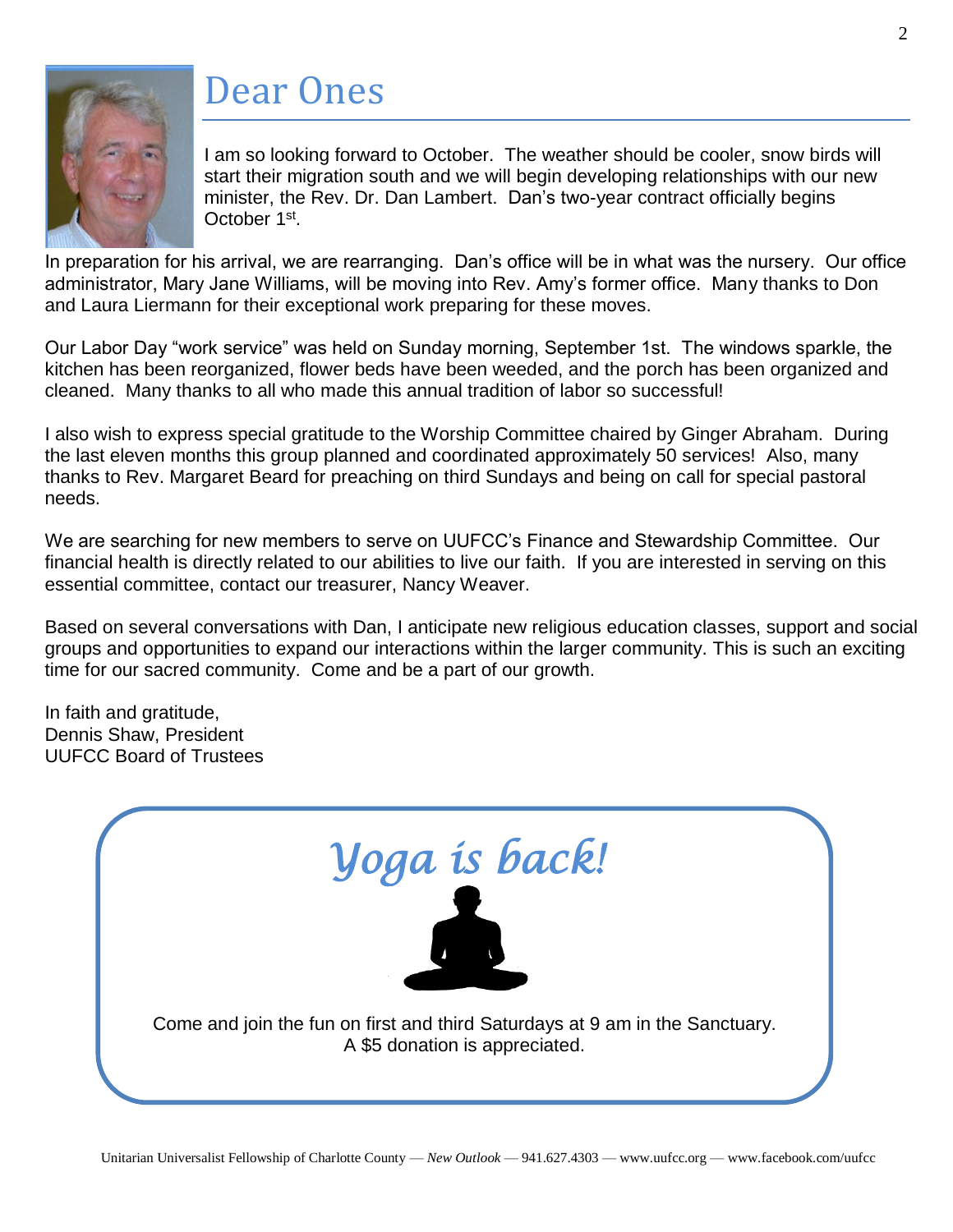# Dear Ones

I am so looking forward to October. The weather should be cooler, snow birds will start their migration south and we will begin developing relationships with our new minister, the Rev. Dr. Dan Lambert. Dan's two-year contract officially begins October 1st.

In preparation for his arrival, we are rearranging. Dan's office will be in what was the nursery. Our office administrator, Mary Jane Williams, will be moving into Rev. Amy's former office. Many thanks to Don and Laura Liermann for their exceptional work preparing for these moves.

Our Labor Day "work service" was held on Sunday morning, September 1st. The windows sparkle, the kitchen has been reorganized, flower beds have been weeded, and the porch has been organized and cleaned. Many thanks to all who made this annual tradition of labor so successful!

I also wish to express special gratitude to the Worship Committee chaired by Ginger Abraham. During the last eleven months this group planned and coordinated approximately 50 services! Also, many thanks to Rev. Margaret Beard for preaching on third Sundays and being on call for special pastoral needs.

We are searching for new members to serve on UUFCC's Finance and Stewardship Committee. Our financial health is directly related to our abilities to live our faith. If you are interested in serving on this essential committee, contact our treasurer, Nancy Weaver.

Based on several conversations with Dan, I anticipate new religious education classes, support and social groups and opportunities to expand our interactions within the larger community. This is such an exciting time for our sacred community. Come and be a part of our growth.

In faith and gratitude,
Dennis Shaw, President
UUFCC Board of Trustees

## *Yoga is back!*

Come and join the fun on first and third Saturdays at 9 am in the Sanctuary.
A $5 donation is appreciated.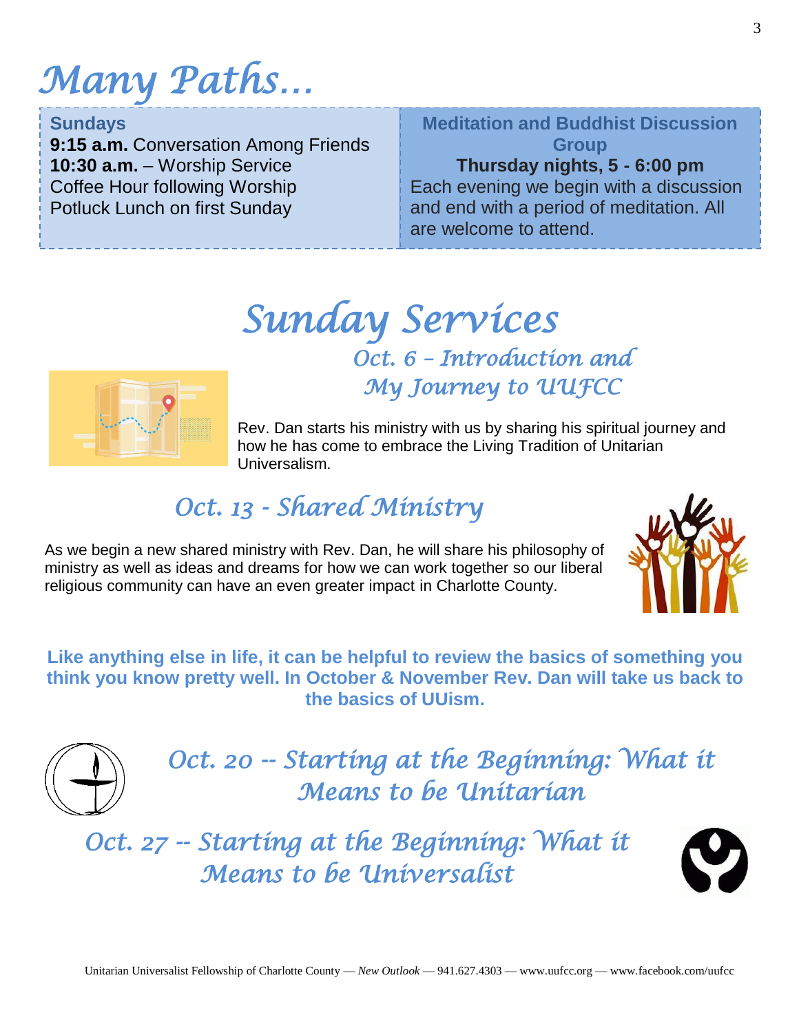# Many Paths…

**Sundays**
**9:15 a.m.** Conversation Among Friends
**10:30 a.m.** – Worship Service
Coffee Hour following Worship
Potluck Lunch on first Sunday

**Meditation and Buddhist Discussion Group**
**Thursday nights, 5 - 6:00 pm**
Each evening we begin with a discussion and end with a period of meditation. All are welcome to attend.

# Sunday Services

## Oct. 6 – Introduction and My Journey to UUFCC

Rev. Dan starts his ministry with us by sharing his spiritual journey and how he has come to embrace the Living Tradition of Unitarian Universalism.

## Oct. 13 - Shared Ministry

As we begin a new shared ministry with Rev. Dan, he will share his philosophy of ministry as well as ideas and dreams for how we can work together so our liberal religious community can have an even greater impact in Charlotte County.

**Like anything else in life, it can be helpful to review the basics of something you think you know pretty well. In October & November Rev. Dan will take us back to the basics of UUism.**

## Oct. 20 -- Starting at the Beginning: What it Means to be Unitarian

## Oct. 27 -- Starting at the Beginning: What it Means to be Universalist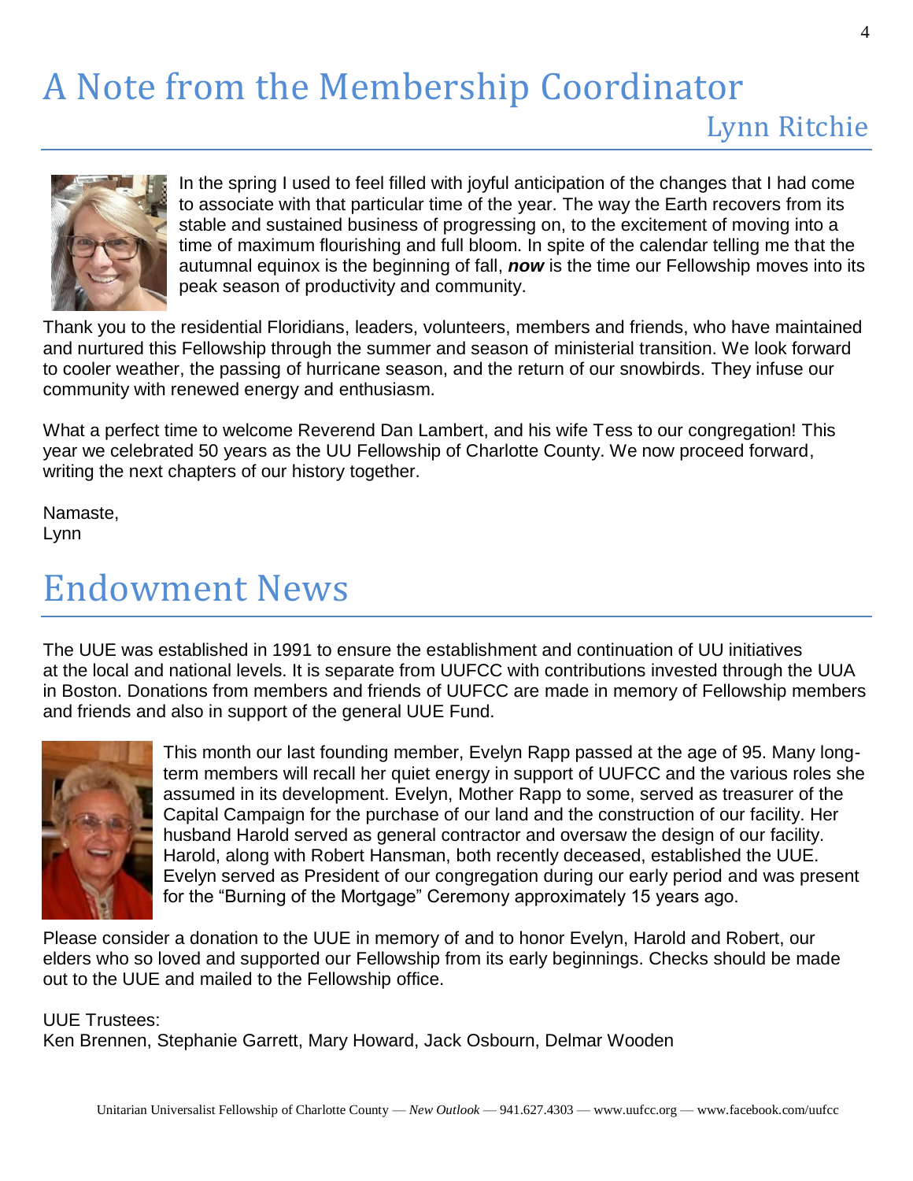# A Note from the Membership Coordinator

## Lynn Ritchie

In the spring I used to feel filled with joyful anticipation of the changes that I had come to associate with that particular time of the year. The way the Earth recovers from its stable and sustained business of progressing on, to the excitement of moving into a time of maximum flourishing and full bloom. In spite of the calendar telling me that the autumnal equinox is the beginning of fall, ***now*** is the time our Fellowship moves into its peak season of productivity and community.

Thank you to the residential Floridians, leaders, volunteers, members and friends, who have maintained and nurtured this Fellowship through the summer and season of ministerial transition. We look forward to cooler weather, the passing of hurricane season, and the return of our snowbirds. They infuse our community with renewed energy and enthusiasm.

What a perfect time to welcome Reverend Dan Lambert, and his wife Tess to our congregation! This year we celebrated 50 years as the UU Fellowship of Charlotte County. We now proceed forward, writing the next chapters of our history together.

Namaste,
Lynn

# Endowment News

The UUE was established in 1991 to ensure the establishment and continuation of UU initiatives at the local and national levels. It is separate from UUFCC with contributions invested through the UUA in Boston. Donations from members and friends of UUFCC are made in memory of Fellowship members and friends and also in support of the general UUE Fund.

This month our last founding member, Evelyn Rapp passed at the age of 95. Many long-term members will recall her quiet energy in support of UUFCC and the various roles she assumed in its development. Evelyn, Mother Rapp to some, served as treasurer of the Capital Campaign for the purchase of our land and the construction of our facility. Her husband Harold served as general contractor and oversaw the design of our facility. Harold, along with Robert Hansman, both recently deceased, established the UUE. Evelyn served as President of our congregation during our early period and was present for the "Burning of the Mortgage" Ceremony approximately 15 years ago.

Please consider a donation to the UUE in memory of and to honor Evelyn, Harold and Robert, our elders who so loved and supported our Fellowship from its early beginnings. Checks should be made out to the UUE and mailed to the Fellowship office.

UUE Trustees:
Ken Brennen, Stephanie Garrett, Mary Howard, Jack Osbourn, Delmar Wooden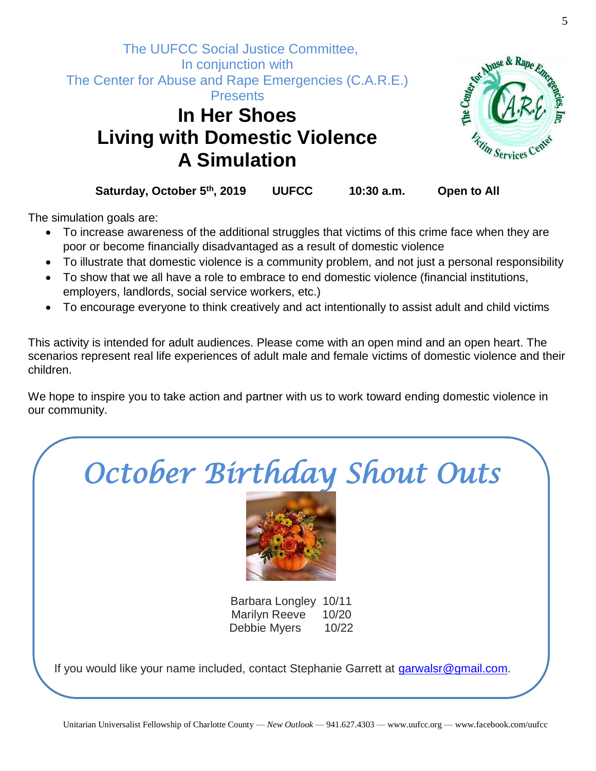The UUFCC Social Justice Committee,
In conjunction with
The Center for Abuse and Rape Emergencies (C.A.R.E.)
Presents

# In Her Shoes
# Living with Domestic Violence
# A Simulation

**Saturday, October 5th, 2019 UUFCC 10:30 a.m. Open to All**

The simulation goals are:

- To increase awareness of the additional struggles that victims of this crime face when they are poor or become financially disadvantaged as a result of domestic violence
- To illustrate that domestic violence is a community problem, and not just a personal responsibility
- To show that we all have a role to embrace to end domestic violence (financial institutions, employers, landlords, social service workers, etc.)
- To encourage everyone to think creatively and act intentionally to assist adult and child victims

This activity is intended for adult audiences. Please come with an open mind and an open heart. The scenarios represent real life experiences of adult male and female victims of domestic violence and their children.

We hope to inspire you to take action and partner with us to work toward ending domestic violence in our community.

## *October Birthday Shout Outs*

Barbara Longley 10/11
Marilyn Reeve 10/20
Debbie Myers 10/22

If you would like your name included, contact Stephanie Garrett at garwalsr@gmail.com.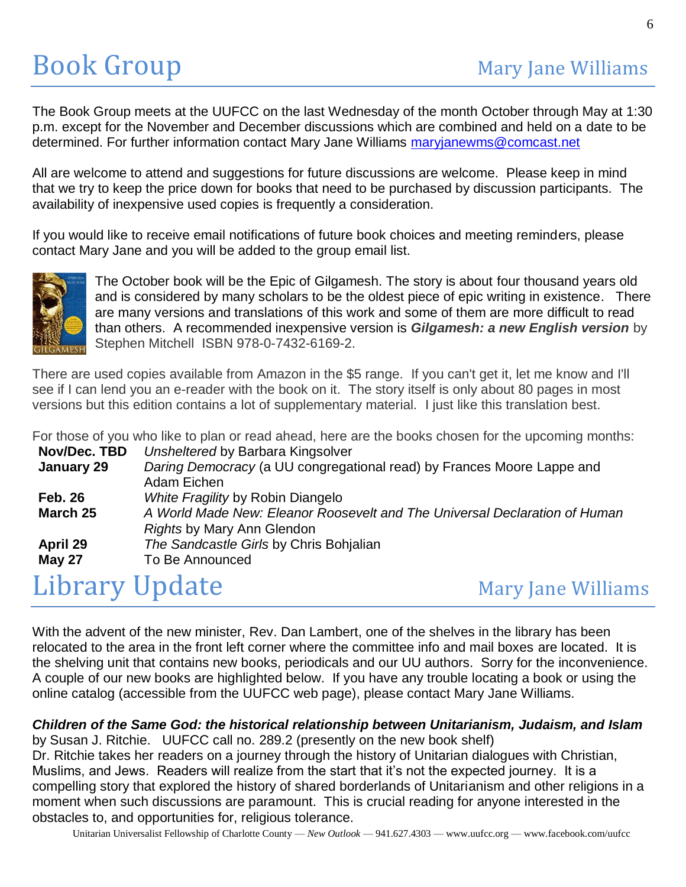# Book Group

Mary Jane Williams

The Book Group meets at the UUFCC on the last Wednesday of the month October through May at 1:30 p.m. except for the November and December discussions which are combined and held on a date to be determined. For further information contact Mary Jane Williams maryjanewms@comcast.net

All are welcome to attend and suggestions for future discussions are welcome. Please keep in mind that we try to keep the price down for books that need to be purchased by discussion participants. The availability of inexpensive used copies is frequently a consideration.

If you would like to receive email notifications of future book choices and meeting reminders, please contact Mary Jane and you will be added to the group email list.

The October book will be the Epic of Gilgamesh. The story is about four thousand years old and is considered by many scholars to be the oldest piece of epic writing in existence. There are many versions and translations of this work and some of them are more difficult to read than others. A recommended inexpensive version is ***Gilgamesh: a new English version*** by Stephen Mitchell ISBN 978-0-7432-6169-2.

There are used copies available from Amazon in the $5 range. If you can't get it, let me know and I'll see if I can lend you an e-reader with the book on it. The story itself is only about 80 pages in most versions but this edition contains a lot of supplementary material. I just like this translation best.

For those of you who like to plan or read ahead, here are the books chosen for the upcoming months:

| | |
|---|---|
| **Nov/Dec. TBD** | *Unsheltered* by Barbara Kingsolver |
| **January 29** | *Daring Democracy* (a UU congregational read) by Frances Moore Lappe and Adam Eichen |
| **Feb. 26** | *White Fragility* by Robin Diangelo |
| **March 25** | *A World Made New: Eleanor Roosevelt and The Universal Declaration of Human Rights* by Mary Ann Glendon |
| **April 29** | *The Sandcastle Girls* by Chris Bohjalian |
| **May 27** | To Be Announced |

# Library Update

Mary Jane Williams

With the advent of the new minister, Rev. Dan Lambert, one of the shelves in the library has been relocated to the area in the front left corner where the committee info and mail boxes are located. It is the shelving unit that contains new books, periodicals and our UU authors. Sorry for the inconvenience. A couple of our new books are highlighted below. If you have any trouble locating a book or using the online catalog (accessible from the UUFCC web page), please contact Mary Jane Williams.

***Children of the Same God: the historical relationship between Unitarianism, Judaism, and Islam*** by Susan J. Ritchie. UUFCC call no. 289.2 (presently on the new book shelf)
Dr. Ritchie takes her readers on a journey through the history of Unitarian dialogues with Christian, Muslims, and Jews. Readers will realize from the start that it's not the expected journey. It is a compelling story that explored the history of shared borderlands of Unitarianism and other religions in a moment when such discussions are paramount. This is crucial reading for anyone interested in the obstacles to, and opportunities for, religious tolerance.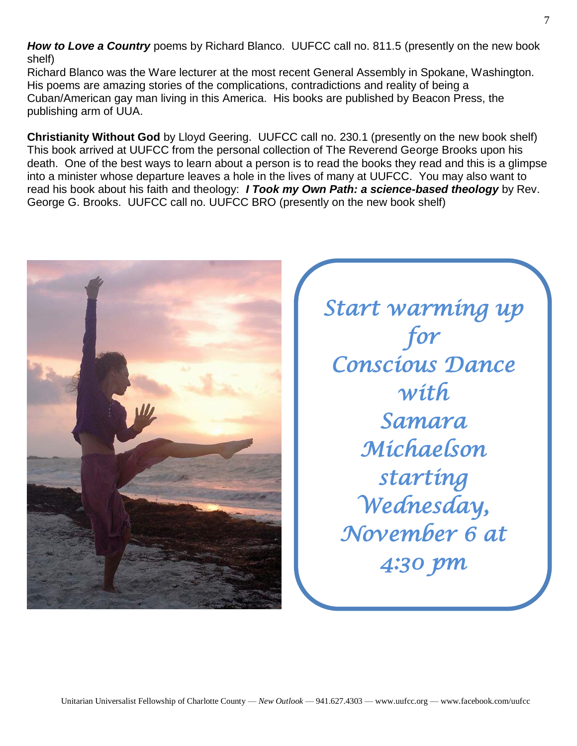***How to Love a Country*** poems by Richard Blanco. UUFCC call no. 811.5 (presently on the new book shelf)
Richard Blanco was the Ware lecturer at the most recent General Assembly in Spokane, Washington. His poems are amazing stories of the complications, contradictions and reality of being a Cuban/American gay man living in this America. His books are published by Beacon Press, the publishing arm of UUA.

**Christianity Without God** by Lloyd Geering. UUFCC call no. 230.1 (presently on the new book shelf)
This book arrived at UUFCC from the personal collection of The Reverend George Brooks upon his death. One of the best ways to learn about a person is to read the books they read and this is a glimpse into a minister whose departure leaves a hole in the lives of many at UUFCC. You may also want to read his book about his faith and theology: ***I Took my Own Path: a science-based theology*** by Rev. George G. Brooks. UUFCC call no. UUFCC BRO (presently on the new book shelf)

*Start warming up for Conscious Dance with Samara Michaelson starting Wednesday, November 6 at 4:30 pm*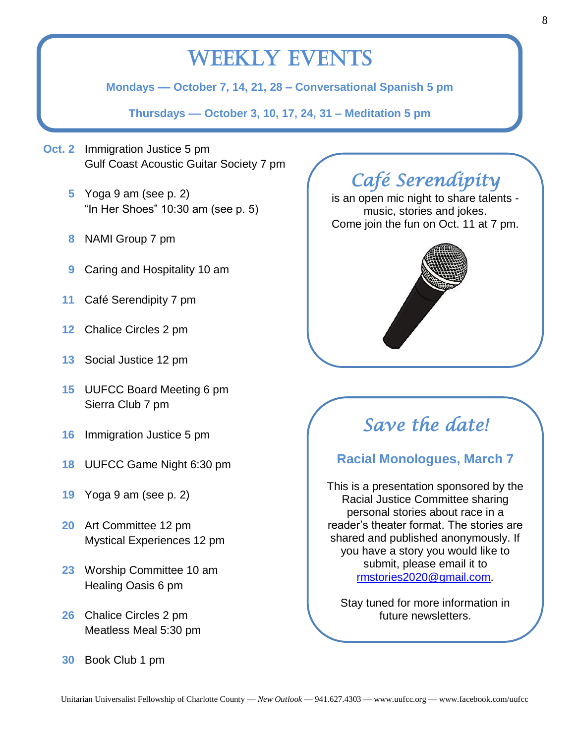# WEEKLY EVENTS

**Mondays — October 7, 14, 21, 28 – Conversational Spanish 5 pm**

**Thursdays — October 3, 10, 17, 24, 31 – Meditation 5 pm**

**Oct. 2** Immigration Justice 5 pm
Gulf Coast Acoustic Guitar Society 7 pm

**5** Yoga 9 am (see p. 2)
"In Her Shoes" 10:30 am (see p. 5)

**8** NAMI Group 7 pm

**9** Caring and Hospitality 10 am

**11** Café Serendipity 7 pm

**12** Chalice Circles 2 pm

**13** Social Justice 12 pm

**15** UUFCC Board Meeting 6 pm
Sierra Club 7 pm

**16** Immigration Justice 5 pm

**18** UUFCC Game Night 6:30 pm

**19** Yoga 9 am (see p. 2)

**20** Art Committee 12 pm
Mystical Experiences 12 pm

**23** Worship Committee 10 am
Healing Oasis 6 pm

**26** Chalice Circles 2 pm
Meatless Meal 5:30 pm

**30** Book Club 1 pm

## *Café Serendipity*

is an open mic night to share talents - music, stories and jokes.
Come join the fun on Oct. 11 at 7 pm.

## *Save the date!*

### Racial Monologues, March 7

This is a presentation sponsored by the Racial Justice Committee sharing personal stories about race in a reader's theater format. The stories are shared and published anonymously. If you have a story you would like to submit, please email it to rmstories2020@gmail.com.

Stay tuned for more information in future newsletters.